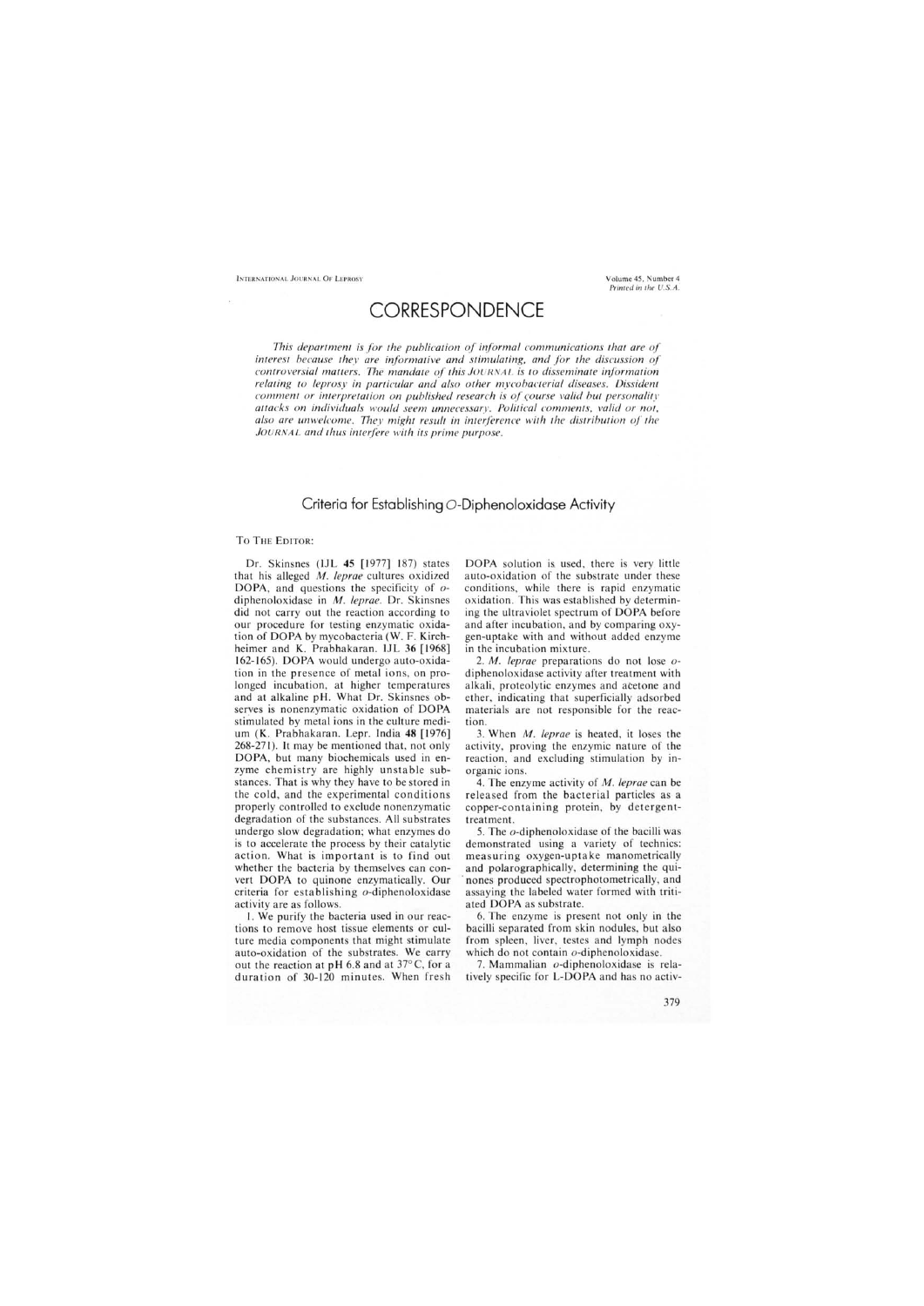# CORRESPONDENCE

*This department is for the publication of informal communications that are of interest because they are informative and stimulating, and for the discussion of controversial matters. The mandate of this JOURNAL is to disseminate information relating to leprosy in particular and also other mycobacterial diseases. Dissident comment or interpretation on published research is of course valid but personality attacks on individuals would seem unnecessary. Political comments, valid or not, also are unwelcome. They might result in interference with the distribution of the JOURNAL and thus interfere with its prime purpose.*

## Criteria for Establishing *O*-Diphenoloxidase Activity

TO THE EDITOR:

Dr. Skinsnes (IJL **45** [1977] 187) states that his alleged *M. leprae* cultures oxidized DOPA, and questions the specificity of *o*-diphenoloxidase in *M. leprae*. Dr. Skinsnes did not carry out the reaction according to our procedure for testing enzymatic oxidation of DOPA by mycobacteria (W. F. Kirchheimer and K. Prabhakaran. IJL **36** [1968] 162-165). DOPA would undergo auto-oxidation in the presence of metal ions, on prolonged incubation, at higher temperatures and at alkaline pH. What Dr. Skinsnes observes is nonenzymatic oxidation of DOPA stimulated by metal ions in the culture medium (K. Prabhakaran. Lepr. India **48** [1976] 268-271). It may be mentioned that, not only DOPA, but many biochemicals used in enzyme chemistry are highly unstable substances. That is why they have to be stored in the cold, and the experimental conditions properly controlled to exclude nonenzymatic degradation of the substances. All substrates undergo slow degradation; what enzymes do is to accelerate the process by their catalytic action. What is important is to find out whether the bacteria by themselves can convert DOPA to quinone enzymatically. Our criteria for establishing *o*-diphenoloxidase activity are as follows.

1. We purify the bacteria used in our reactions to remove host tissue elements or culture media components that might stimulate auto-oxidation of the substrates. We carry out the reaction at pH 6.8 and at 37°C, for a duration of 30-120 minutes. When fresh DOPA solution is used, there is very little auto-oxidation of the substrate under these conditions, while there is rapid enzymatic oxidation. This was established by determining the ultraviolet spectrum of DOPA before and after incubation, and by comparing oxygen-uptake with and without added enzyme in the incubation mixture.

2. *M. leprae* preparations do not lose *o*-diphenoloxidase activity after treatment with alkali, proteolytic enzymes and acetone and ether, indicating that superficially adsorbed materials are not responsible for the reaction.

3. When *M. leprae* is heated, it loses the activity, proving the enzymic nature of the reaction, and excluding stimulation by inorganic ions.

4. The enzyme activity of *M. leprae* can be released from the bacterial particles as a copper-containing protein, by detergent-treatment.

5. The *o*-diphenoloxidase of the bacilli was demonstrated using a variety of technics: measuring oxygen-uptake manometrically and polarographically, determining the quinones produced spectrophotometrically, and assaying the labeled water formed with tritiated DOPA as substrate.

6. The enzyme is present not only in the bacilli separated from skin nodules, but also from spleen, liver, testes and lymph nodes which do not contain *o*-diphenoloxidase.

7. Mammalian *o*-diphenoloxidase is relatively specific for L-DOPA and has no activ-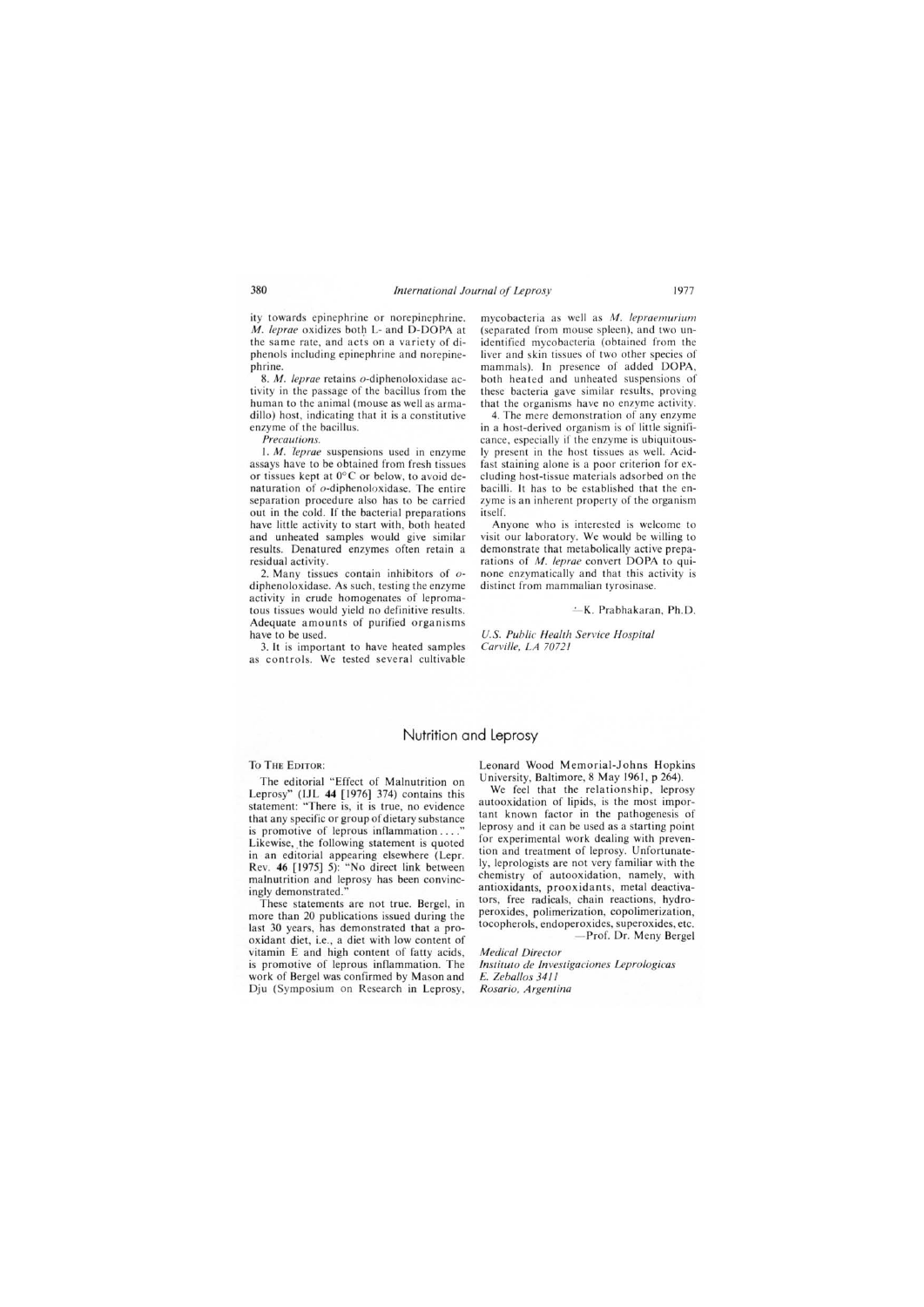ity towards epinephrine or norepinephrine. *M. leprae* oxidizes both L- and D-DOPA at the same rate, and acts on a variety of diphenols including epinephrine and norepinephrine.

8. *M. leprae* retains *o*-diphenoloxidase activity in the passage of the bacillus from the human to the animal (mouse as well as armadillo) host, indicating that it is a constitutive enzyme of the bacillus.

*Precautions.*

1. *M. leprae* suspensions used in enzyme assays have to be obtained from fresh tissues or tissues kept at 0°C or below, to avoid denaturation of *o*-diphenoloxidase. The entire separation procedure also has to be carried out in the cold. If the bacterial preparations have little activity to start with, both heated and unheated samples would give similar results. Denatured enzymes often retain a residual activity.

2. Many tissues contain inhibitors of *o*-diphenoloxidase. As such, testing the enzyme activity in crude homogenates of lepromatous tissues would yield no definitive results. Adequate amounts of purified organisms have to be used.

3. It is important to have heated samples as controls. We tested several cultivable mycobacteria as well as *M. lepraemurium* (separated from mouse spleen), and two unidentified mycobacteria (obtained from the liver and skin tissues of two other species of mammals). In presence of added DOPA, both heated and unheated suspensions of these bacteria gave similar results, proving that the organisms have no enzyme activity.

4. The mere demonstration of any enzyme in a host-derived organism is of little significance, especially if the enzyme is ubiquitously present in the host tissues as well. Acid-fast staining alone is a poor criterion for excluding host-tissue materials adsorbed on the bacilli. It has to be established that the enzyme is an inherent property of the organism itself.

Anyone who is interested is welcome to visit our laboratory. We would be willing to demonstrate that metabolically active preparations of *M. leprae* convert DOPA to quinone enzymatically and that this activity is distinct from mammalian tyrosinase.

—K. Prabhakaran, Ph.D.

*U.S. Public Health Service Hospital*
*Carville, LA 70721*

## Nutrition and Leprosy

To the Editor:

The editorial "Effect of Malnutrition on Leprosy" (IJL **44** [1976] 374) contains this statement: "There is, it is true, no evidence that any specific or group of dietary substance is promotive of leprous inflammation . . . ." Likewise, the following statement is quoted in an editorial appearing elsewhere (Lepr. Rev. **46** [1975] 5): "No direct link between malnutrition and leprosy has been convincingly demonstrated."

These statements are not true. Bergel, in more than 20 publications issued during the last 30 years, has demonstrated that a prooxidant diet, i.e., a diet with low content of vitamin E and high content of fatty acids, is promotive of leprous inflammation. The work of Bergel was confirmed by Mason and Dju (Symposium on Research in Leprosy, Leonard Wood Memorial-Johns Hopkins University, Baltimore, 8 May 1961, p 264).

We feel that the relationship, leprosy autooxidation of lipids, is the most important known factor in the pathogenesis of leprosy and it can be used as a starting point for experimental work dealing with prevention and treatment of leprosy. Unfortunately, leprologists are not very familiar with the chemistry of autooxidation, namely, with antioxidants, prooxidants, metal deactivators, free radicals, chain reactions, hydroperoxides, polimerization, copolimerization, tocopherols, endoperoxides, superoxides, etc.

—Prof. Dr. Meny Bergel

*Medical Director*
*Instituto de Investigaciones Leprologicas*
*E. Zeballos 3411*
*Rosario, Argentina*